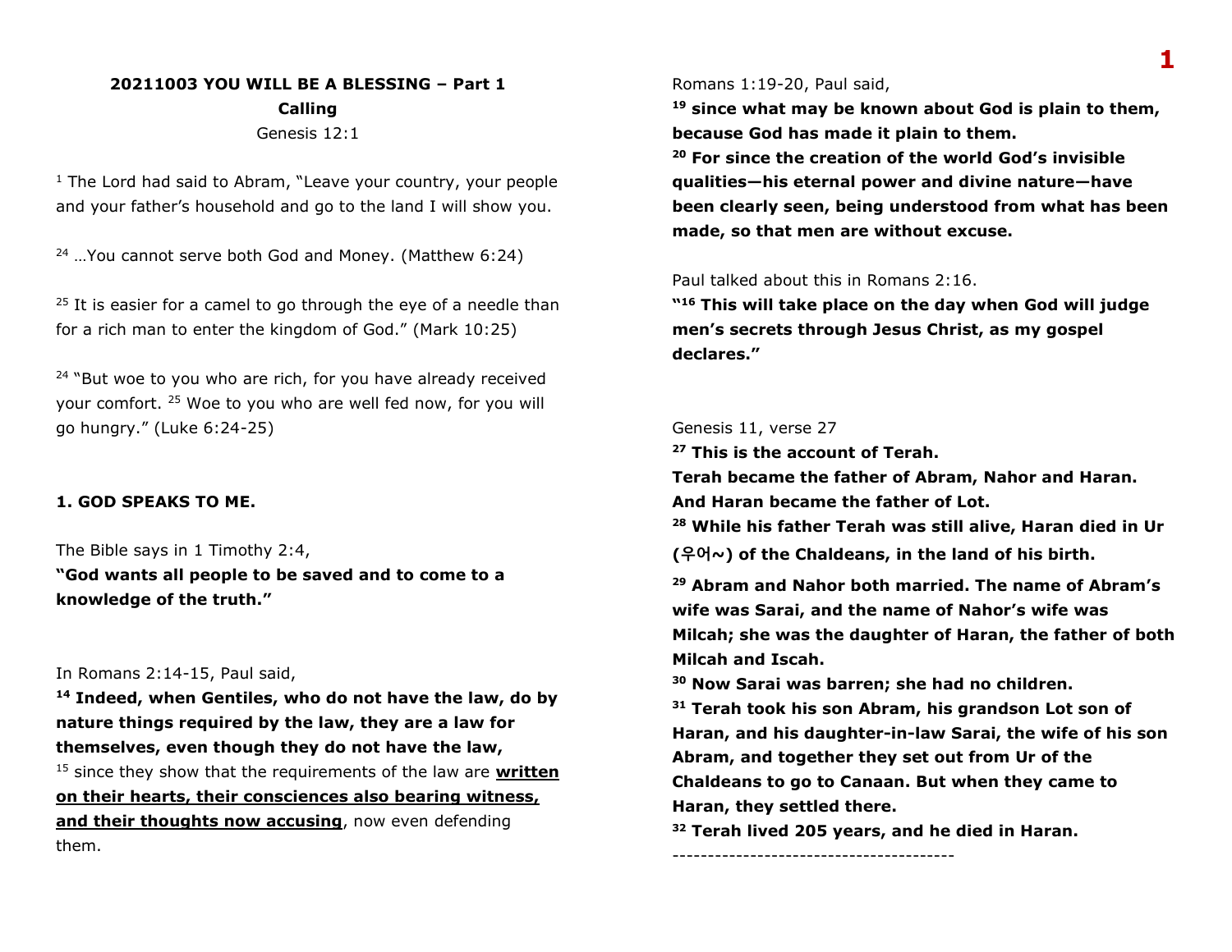**20211003 YOU WILL BE A BLESSING – Part 1**

**Calling**

Genesis 12:1

[1] The Lord had said to Abram, "Leave your country, your people and your father's household and go to the land I will show you.

[24] …You cannot serve both God and Money. (Matthew 6:24)

[25] It is easier for a camel to go through the eye of a needle than for a rich man to enter the kingdom of God." (Mark 10:25)

[24] "But woe to you who are rich, for you have already received your comfort. [25] Woe to you who are well fed now, for you will go hungry." (Luke 6:24-25)

**1. GOD SPEAKS TO ME.**

The Bible says in 1 Timothy 2:4,

**"God wants all people to be saved and to come to a knowledge of the truth."**

In Romans 2:14-15, Paul said,

**[14] Indeed, when Gentiles, who do not have the law, do by nature things required by the law, they are a law for themselves, even though they do not have the law,**

[15] since they show that the requirements of the law are <u>**written on their hearts, their consciences also bearing witness, and their thoughts now accusing**</u>, now even defending them.

Romans 1:19-20, Paul said,

**[19] since what may be known about God is plain to them, because God has made it plain to them.**

**[20] For since the creation of the world God's invisible qualities—his eternal power and divine nature—have been clearly seen, being understood from what has been made, so that men are without excuse.**

Paul talked about this in Romans 2:16.

**"[16] This will take place on the day when God will judge men's secrets through Jesus Christ, as my gospel declares."**

Genesis 11, verse 27

**[27] This is the account of Terah.**

**Terah became the father of Abram, Nahor and Haran.**

**And Haran became the father of Lot.**

**[28] While his father Terah was still alive, Haran died in Ur (우어~) of the Chaldeans, in the land of his birth.**

**[29] Abram and Nahor both married. The name of Abram's wife was Sarai, and the name of Nahor's wife was Milcah; she was the daughter of Haran, the father of both Milcah and Iscah.**

**[30] Now Sarai was barren; she had no children.**

**[31] Terah took his son Abram, his grandson Lot son of Haran, and his daughter-in-law Sarai, the wife of his son Abram, and together they set out from Ur of the Chaldeans to go to Canaan. But when they came to Haran, they settled there.**

**[32] Terah lived 205 years, and he died in Haran.**

----------------------------------------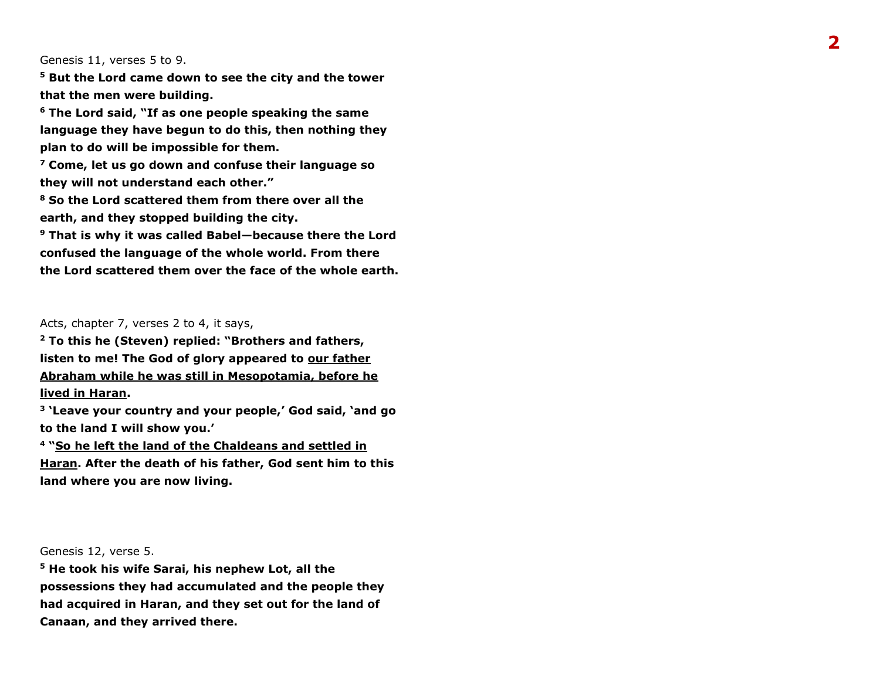Genesis 11, verses 5 to 9.

**[5] But the Lord came down to see the city and the tower that the men were building.**

**[6] The Lord said, "If as one people speaking the same language they have begun to do this, then nothing they plan to do will be impossible for them.**

**[7] Come, let us go down and confuse their language so they will not understand each other."**

**[8] So the Lord scattered them from there over all the earth, and they stopped building the city.**

**[9] That is why it was called Babel—because there the Lord confused the language of the whole world. From there the Lord scattered them over the face of the whole earth.**

Acts, chapter 7, verses 2 to 4, it says,

**[2] To this he (Steven) replied: "Brothers and fathers, listen to me! The God of glory appeared to <u>our father Abraham while he was still in Mesopotamia, before he lived in Haran</u>.**

**[3] 'Leave your country and your people,' God said, 'and go to the land I will show you.'**

**[4] "<u>So he left the land of the Chaldeans and settled in Haran</u>. After the death of his father, God sent him to this land where you are now living.**

Genesis 12, verse 5.

**[5] He took his wife Sarai, his nephew Lot, all the possessions they had accumulated and the people they had acquired in Haran, and they set out for the land of Canaan, and they arrived there.**